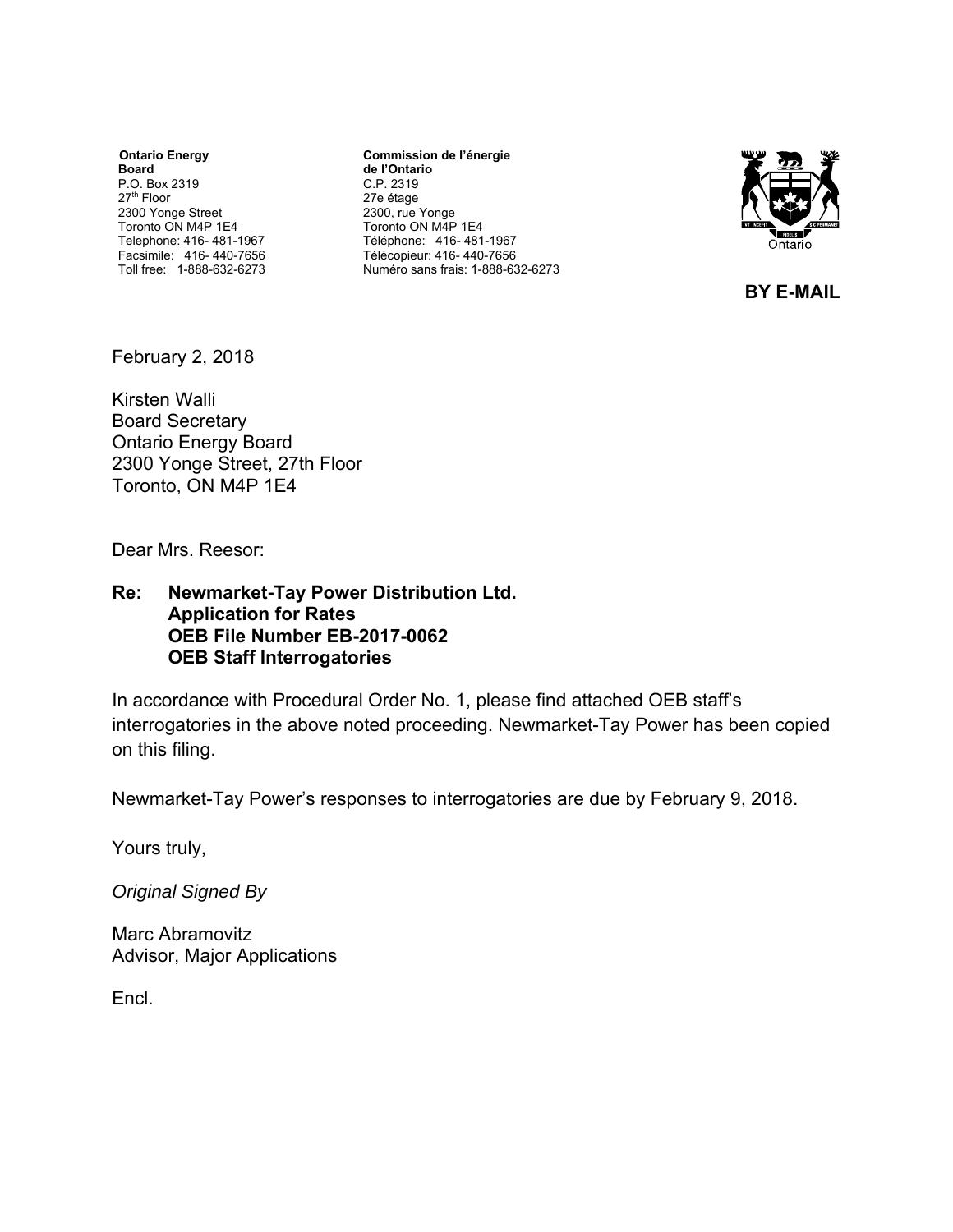**Ontario Energy Board**
P.O. Box 2319
27th Floor
2300 Yonge Street
Toronto ON M4P 1E4
Telephone: 416- 481-1967
Facsimile: 416- 440-7656
Toll free: 1-888-632-6273

**Commission de l'énergie de l'Ontario**
C.P. 2319
27e étage
2300, rue Yonge
Toronto ON M4P 1E4
Téléphone: 416- 481-1967
Télécopieur: 416- 440-7656
Numéro sans frais: 1-888-632-6273

**BY E-MAIL**

February 2, 2018

Kirsten Walli
Board Secretary
Ontario Energy Board
2300 Yonge Street, 27th Floor
Toronto, ON M4P 1E4

Dear Mrs. Reesor:

**Re: Newmarket-Tay Power Distribution Ltd.
Application for Rates
OEB File Number EB-2017-0062
OEB Staff Interrogatories**

In accordance with Procedural Order No. 1, please find attached OEB staff's interrogatories in the above noted proceeding. Newmarket-Tay Power has been copied on this filing.

Newmarket-Tay Power's responses to interrogatories are due by February 9, 2018.

Yours truly,

*Original Signed By*

Marc Abramovitz
Advisor, Major Applications

Encl.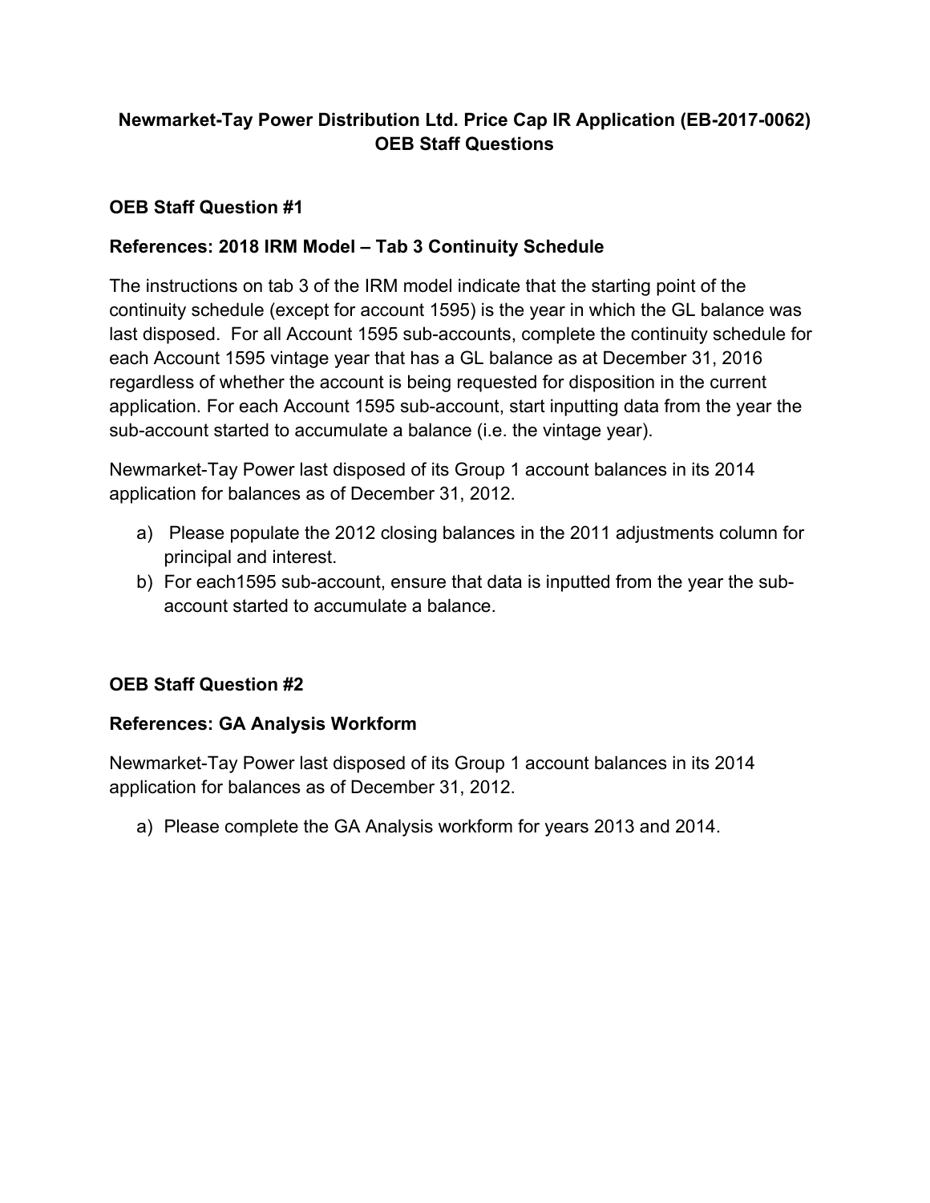**Newmarket-Tay Power Distribution Ltd. Price Cap IR Application (EB-2017-0062)**
**OEB Staff Questions**

## OEB Staff Question #1

### References: 2018 IRM Model – Tab 3 Continuity Schedule

The instructions on tab 3 of the IRM model indicate that the starting point of the continuity schedule (except for account 1595) is the year in which the GL balance was last disposed. For all Account 1595 sub-accounts, complete the continuity schedule for each Account 1595 vintage year that has a GL balance as at December 31, 2016 regardless of whether the account is being requested for disposition in the current application. For each Account 1595 sub-account, start inputting data from the year the sub-account started to accumulate a balance (i.e. the vintage year).

Newmarket-Tay Power last disposed of its Group 1 account balances in its 2014 application for balances as of December 31, 2012.

a) Please populate the 2012 closing balances in the 2011 adjustments column for principal and interest.
b) For each1595 sub-account, ensure that data is inputted from the year the sub-account started to accumulate a balance.

## OEB Staff Question #2

### References: GA Analysis Workform

Newmarket-Tay Power last disposed of its Group 1 account balances in its 2014 application for balances as of December 31, 2012.

a) Please complete the GA Analysis workform for years 2013 and 2014.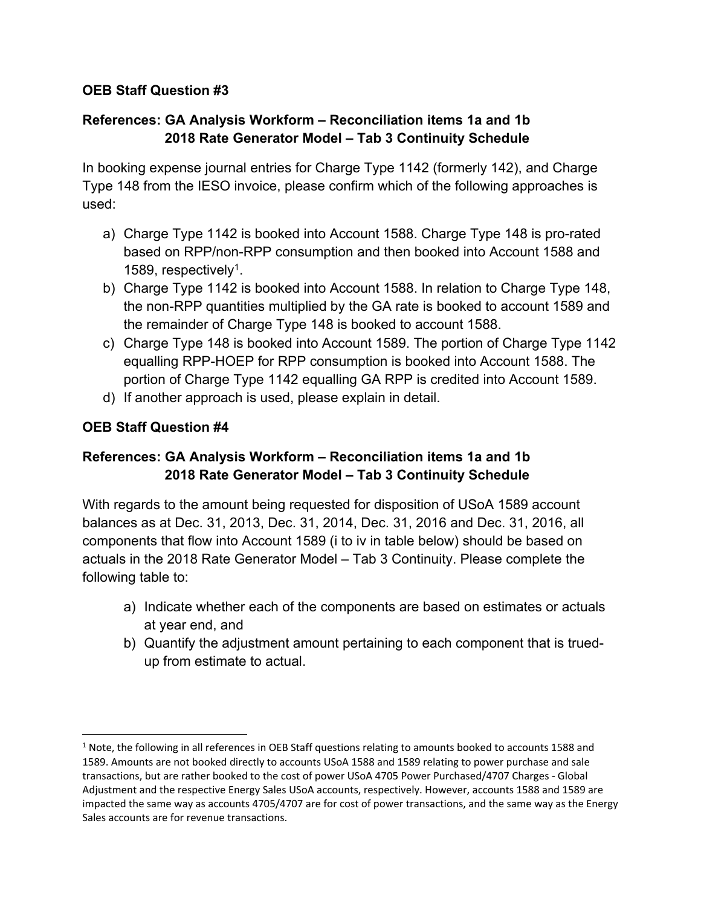**OEB Staff Question #3**

**References: GA Analysis Workform – Reconciliation items 1a and 1b**
**2018 Rate Generator Model – Tab 3 Continuity Schedule**

In booking expense journal entries for Charge Type 1142 (formerly 142), and Charge Type 148 from the IESO invoice, please confirm which of the following approaches is used:

a) Charge Type 1142 is booked into Account 1588. Charge Type 148 is pro-rated based on RPP/non-RPP consumption and then booked into Account 1588 and 1589, respectively[1].

b) Charge Type 1142 is booked into Account 1588. In relation to Charge Type 148, the non-RPP quantities multiplied by the GA rate is booked to account 1589 and the remainder of Charge Type 148 is booked to account 1588.

c) Charge Type 148 is booked into Account 1589. The portion of Charge Type 1142 equalling RPP-HOEP for RPP consumption is booked into Account 1588. The portion of Charge Type 1142 equalling GA RPP is credited into Account 1589.

d) If another approach is used, please explain in detail.

**OEB Staff Question #4**

**References: GA Analysis Workform – Reconciliation items 1a and 1b**
**2018 Rate Generator Model – Tab 3 Continuity Schedule**

With regards to the amount being requested for disposition of USoA 1589 account balances as at Dec. 31, 2013, Dec. 31, 2014, Dec. 31, 2016 and Dec. 31, 2016, all components that flow into Account 1589 (i to iv in table below) should be based on actuals in the 2018 Rate Generator Model – Tab 3 Continuity. Please complete the following table to:

a) Indicate whether each of the components are based on estimates or actuals at year end, and

b) Quantify the adjustment amount pertaining to each component that is trued-up from estimate to actual.

---

[1] Note, the following in all references in OEB Staff questions relating to amounts booked to accounts 1588 and 1589. Amounts are not booked directly to accounts USoA 1588 and 1589 relating to power purchase and sale transactions, but are rather booked to the cost of power USoA 4705 Power Purchased/4707 Charges - Global Adjustment and the respective Energy Sales USoA accounts, respectively. However, accounts 1588 and 1589 are impacted the same way as accounts 4705/4707 are for cost of power transactions, and the same way as the Energy Sales accounts are for revenue transactions.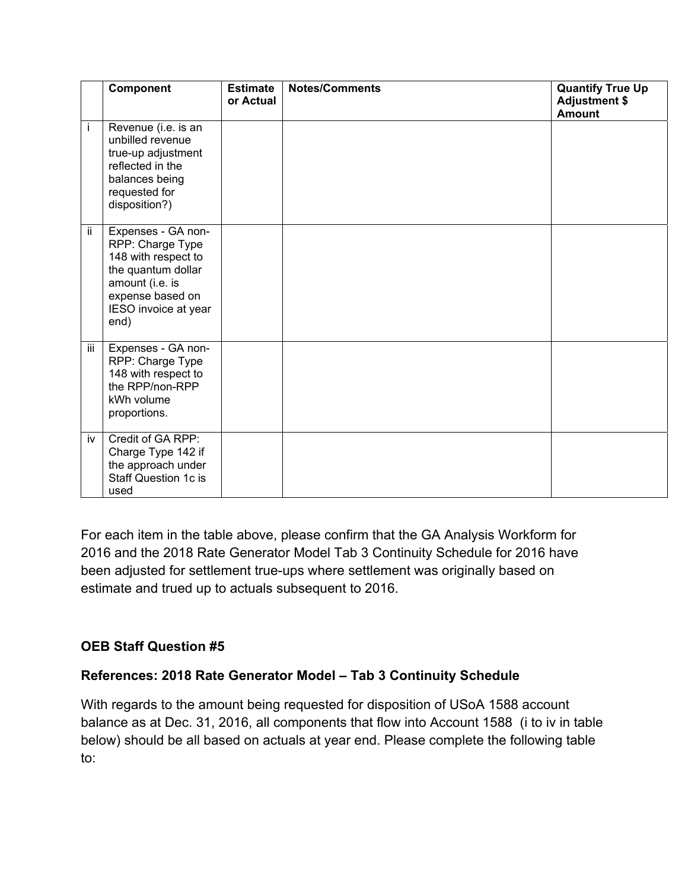| | Component | Estimate or Actual | Notes/Comments | Quantify True Up Adjustment $ Amount |
|---|---|---|---|---|
| i | Revenue (i.e. is an unbilled revenue true-up adjustment reflected in the balances being requested for disposition?) | | | |
| ii | Expenses - GA non-RPP: Charge Type 148 with respect to the quantum dollar amount (i.e. is expense based on IESO invoice at year end) | | | |
| iii | Expenses - GA non-RPP: Charge Type 148 with respect to the RPP/non-RPP kWh volume proportions. | | | |
| iv | Credit of GA RPP: Charge Type 142 if the approach under Staff Question 1c is used | | | |

For each item in the table above, please confirm that the GA Analysis Workform for 2016 and the 2018 Rate Generator Model Tab 3 Continuity Schedule for 2016 have been adjusted for settlement true-ups where settlement was originally based on estimate and trued up to actuals subsequent to 2016.

**OEB Staff Question #5**

**References: 2018 Rate Generator Model – Tab 3 Continuity Schedule**

With regards to the amount being requested for disposition of USoA 1588 account balance as at Dec. 31, 2016, all components that flow into Account 1588 (i to iv in table below) should be all based on actuals at year end. Please complete the following table to: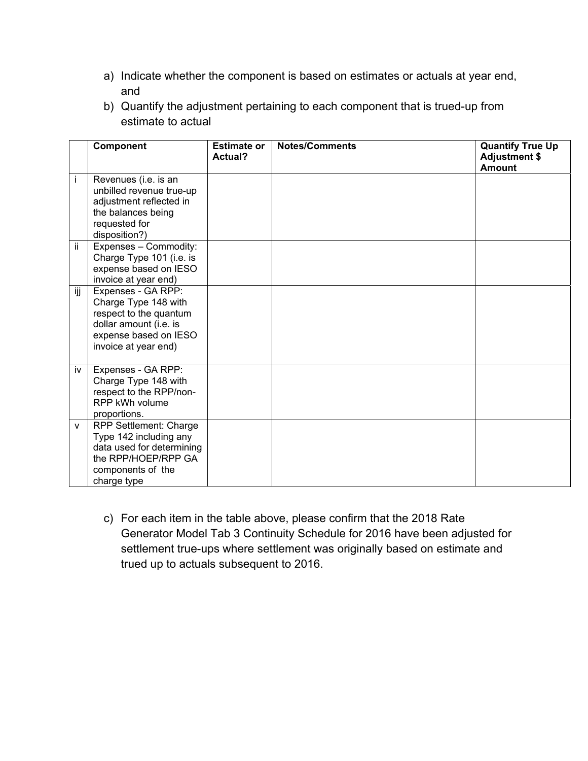a) Indicate whether the component is based on estimates or actuals at year end, and
b) Quantify the adjustment pertaining to each component that is trued-up from estimate to actual

| | Component | Estimate or Actual? | Notes/Comments | Quantify True Up Adjustment $ Amount |
|---|---|---|---|---|
| i | Revenues (i.e. is an unbilled revenue true-up adjustment reflected in the balances being requested for disposition?) | | | |
| ii | Expenses – Commodity: Charge Type 101 (i.e. is expense based on IESO invoice at year end) | | | |
| ijj | Expenses - GA RPP: Charge Type 148 with respect to the quantum dollar amount (i.e. is expense based on IESO invoice at year end) | | | |
| iv | Expenses - GA RPP: Charge Type 148 with respect to the RPP/non-RPP kWh volume proportions. | | | |
| v | RPP Settlement: Charge Type 142 including any data used for determining the RPP/HOEP/RPP GA components of the charge type | | | |

c) For each item in the table above, please confirm that the 2018 Rate Generator Model Tab 3 Continuity Schedule for 2016 have been adjusted for settlement true-ups where settlement was originally based on estimate and trued up to actuals subsequent to 2016.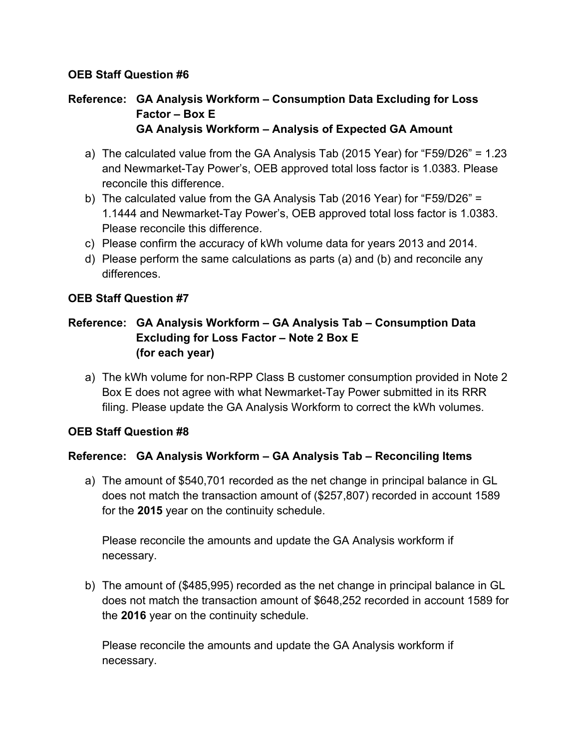**OEB Staff Question #6**

**Reference: GA Analysis Workform – Consumption Data Excluding for Loss Factor – Box E**
**GA Analysis Workform – Analysis of Expected GA Amount**

a) The calculated value from the GA Analysis Tab (2015 Year) for "F59/D26" = 1.23 and Newmarket-Tay Power's, OEB approved total loss factor is 1.0383. Please reconcile this difference.
b) The calculated value from the GA Analysis Tab (2016 Year) for "F59/D26" = 1.1444 and Newmarket-Tay Power's, OEB approved total loss factor is 1.0383. Please reconcile this difference.
c) Please confirm the accuracy of kWh volume data for years 2013 and 2014.
d) Please perform the same calculations as parts (a) and (b) and reconcile any differences.

**OEB Staff Question #7**

**Reference: GA Analysis Workform – GA Analysis Tab – Consumption Data Excluding for Loss Factor – Note 2 Box E (for each year)**

a) The kWh volume for non-RPP Class B customer consumption provided in Note 2 Box E does not agree with what Newmarket-Tay Power submitted in its RRR filing. Please update the GA Analysis Workform to correct the kWh volumes.

**OEB Staff Question #8**

**Reference: GA Analysis Workform – GA Analysis Tab – Reconciling Items**

a) The amount of $540,701 recorded as the net change in principal balance in GL does not match the transaction amount of ($257,807) recorded in account 1589 for the **2015** year on the continuity schedule.

   Please reconcile the amounts and update the GA Analysis workform if necessary.

b) The amount of ($485,995) recorded as the net change in principal balance in GL does not match the transaction amount of $648,252 recorded in account 1589 for the **2016** year on the continuity schedule.

   Please reconcile the amounts and update the GA Analysis workform if necessary.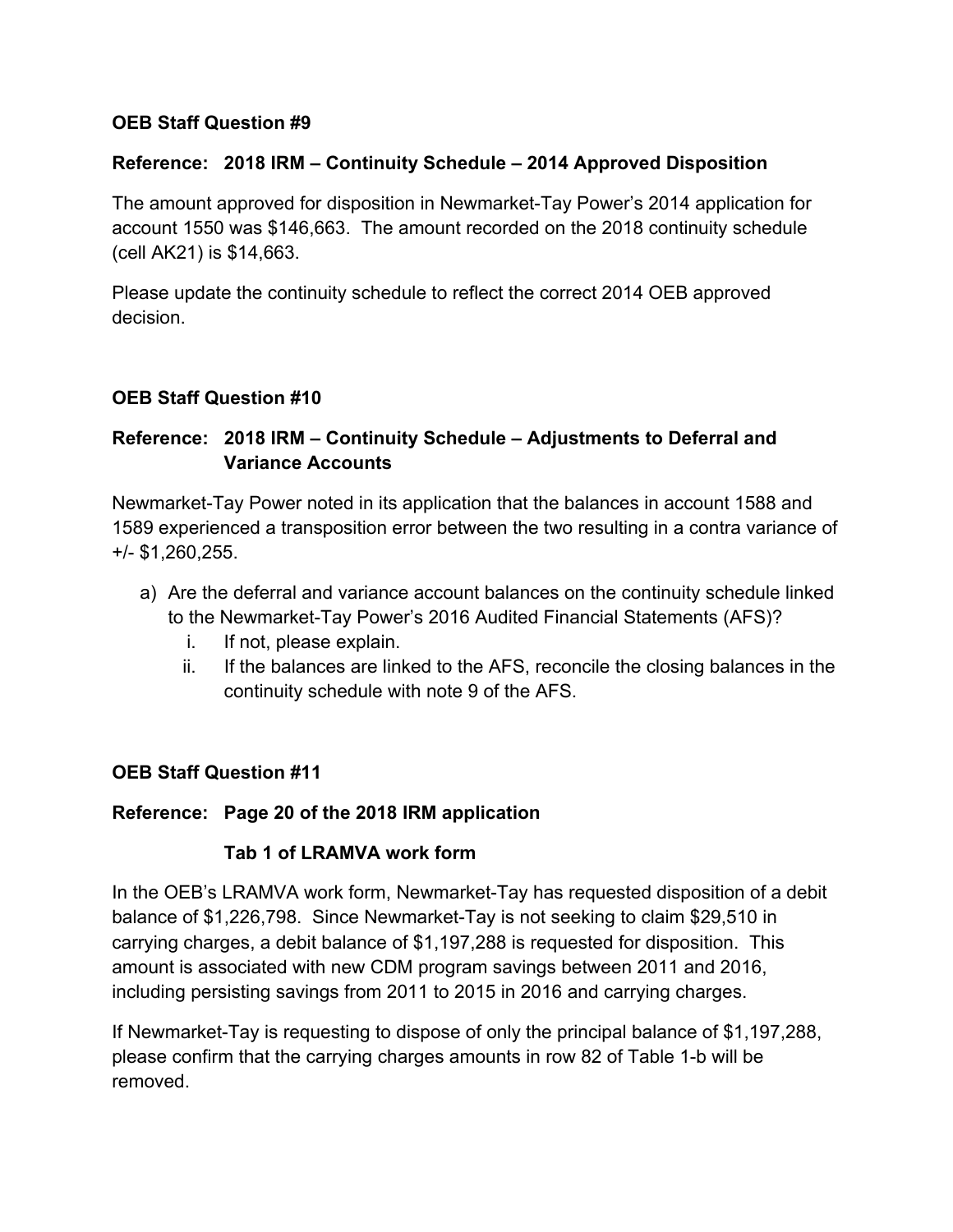**OEB Staff Question #9**

**Reference: 2018 IRM – Continuity Schedule – 2014 Approved Disposition**

The amount approved for disposition in Newmarket-Tay Power's 2014 application for account 1550 was $146,663. The amount recorded on the 2018 continuity schedule (cell AK21) is $14,663.

Please update the continuity schedule to reflect the correct 2014 OEB approved decision.

**OEB Staff Question #10**

**Reference: 2018 IRM – Continuity Schedule – Adjustments to Deferral and Variance Accounts**

Newmarket-Tay Power noted in its application that the balances in account 1588 and 1589 experienced a transposition error between the two resulting in a contra variance of +/- $1,260,255.

a) Are the deferral and variance account balances on the continuity schedule linked to the Newmarket-Tay Power's 2016 Audited Financial Statements (AFS)?
   i. If not, please explain.
   ii. If the balances are linked to the AFS, reconcile the closing balances in the continuity schedule with note 9 of the AFS.

**OEB Staff Question #11**

**Reference: Page 20 of the 2018 IRM application**

**Tab 1 of LRAMVA work form**

In the OEB's LRAMVA work form, Newmarket-Tay has requested disposition of a debit balance of $1,226,798. Since Newmarket-Tay is not seeking to claim $29,510 in carrying charges, a debit balance of $1,197,288 is requested for disposition. This amount is associated with new CDM program savings between 2011 and 2016, including persisting savings from 2011 to 2015 in 2016 and carrying charges.

If Newmarket-Tay is requesting to dispose of only the principal balance of $1,197,288, please confirm that the carrying charges amounts in row 82 of Table 1-b will be removed.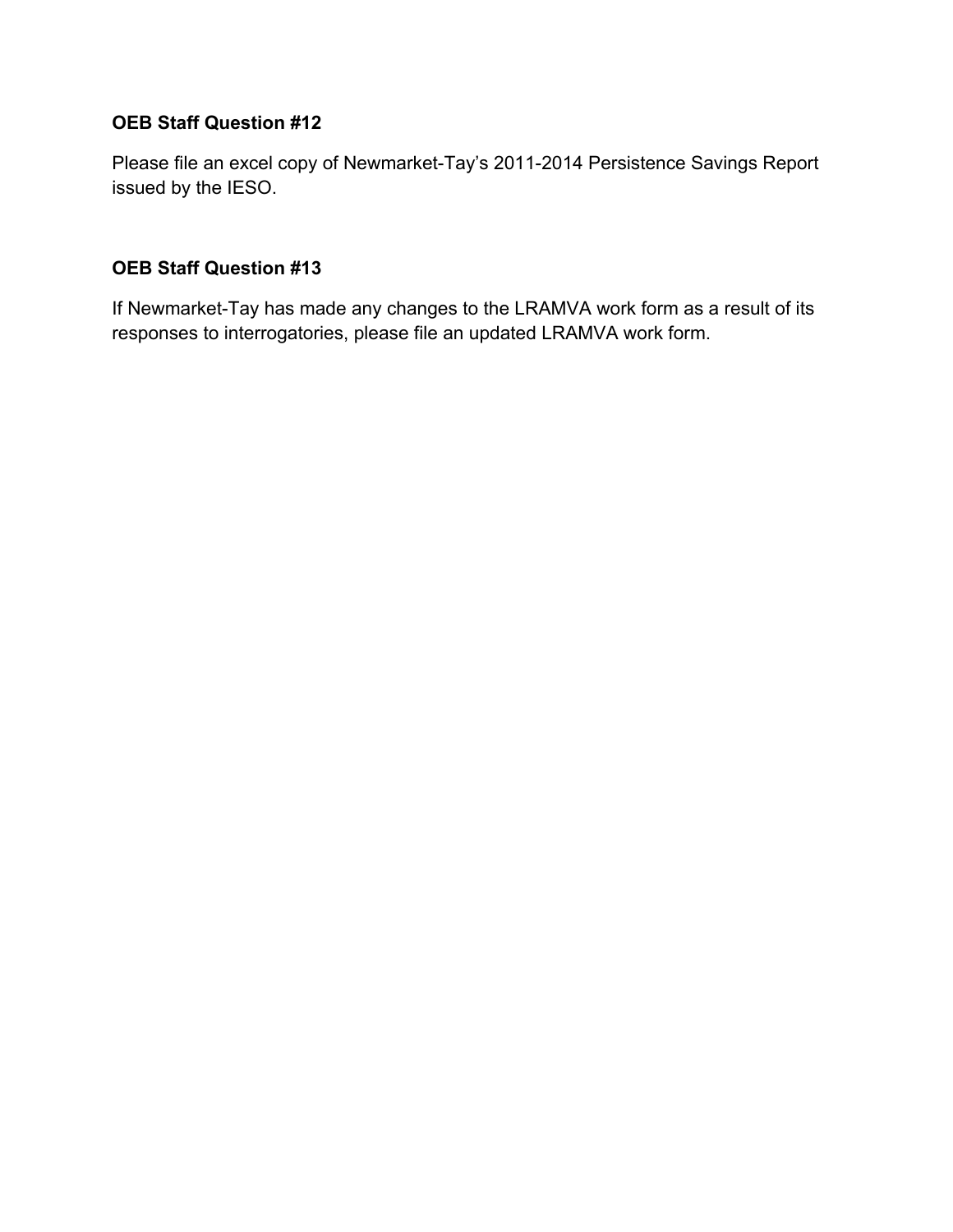**OEB Staff Question #12**

Please file an excel copy of Newmarket-Tay's 2011-2014 Persistence Savings Report issued by the IESO.

**OEB Staff Question #13**

If Newmarket-Tay has made any changes to the LRAMVA work form as a result of its responses to interrogatories, please file an updated LRAMVA work form.